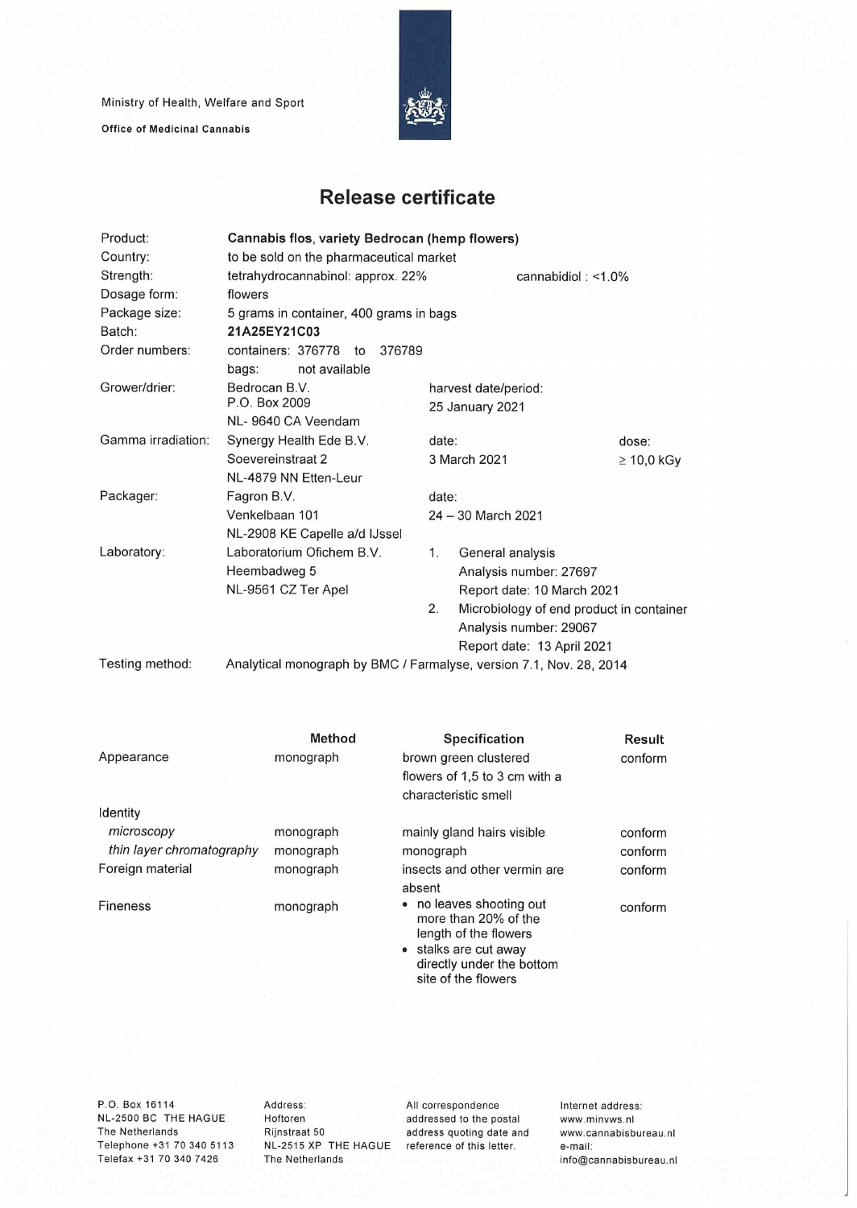Ministry of Health, Welfare and Sport

**Office of Medicinal Cannabis**

# Release certificate

| | | | |
|---|---|---|---|
| Product: | **Cannabis flos, variety Bedrocan (hemp flowers)** | | |
| Country: | to be sold on the pharmaceutical market | | |
| Strength: | tetrahydrocannabinol: approx. 22% | cannabidiol : <1.0% | |
| Dosage form: | flowers | | |
| Package size: | 5 grams in container, 400 grams in bags | | |
| Batch: | **21A25EY21C03** | | |
| Order numbers: | containers: 376778 to 376789<br>bags: not available | | |
| Grower/drier: | Bedrocan B.V.<br>P.O. Box 2009<br>NL- 9640 CA Veendam | harvest date/period:<br>25 January 2021 | |
| Gamma irradiation: | Synergy Health Ede B.V.<br>Soevereinstraat 2<br>NL-4879 NN Etten-Leur | date:<br>3 March 2021 | dose:<br>≥ 10,0 kGy |
| Packager: | Fagron B.V.<br>Venkelbaan 101<br>NL-2908 KE Capelle a/d IJssel | date:<br>24 – 30 March 2021 | |
| Laboratory: | Laboratorium Ofichem B.V.<br>Heembadweg 5<br>NL-9561 CZ Ter Apel | 1. General analysis<br>Analysis number: 27697<br>Report date: 10 March 2021<br>2. Microbiology of end product in container<br>Analysis number: 29067<br>Report date: 13 April 2021 | |
| Testing method: | Analytical monograph by BMC / Farmalyse, version 7.1, Nov. 28, 2014 | | |

| | Method | Specification | Result |
|---|---|---|---|
| Appearance | monograph | brown green clustered flowers of 1,5 to 3 cm with a characteristic smell | conform |
| Identity | | | |
| *microscopy* | monograph | mainly gland hairs visible | conform |
| *thin layer chromatography* | monograph | monograph | conform |
| Foreign material | monograph | insects and other vermin are absent | conform |
| Fineness | monograph | • no leaves shooting out more than 20% of the length of the flowers<br>• stalks are cut away directly under the bottom site of the flowers | conform |

P.O. Box 16114
NL-2500 BC THE HAGUE
The Netherlands
Telephone +31 70 340 5113
Telefax +31 70 340 7426

Address:
Hoftoren
Rijnstraat 50
NL-2515 XP THE HAGUE
The Netherlands

All correspondence addressed to the postal address quoting date and reference of this letter.

Internet address:
www.minvws.nl
www.cannabisbureau.nl
e-mail:
info@cannabisbureau.nl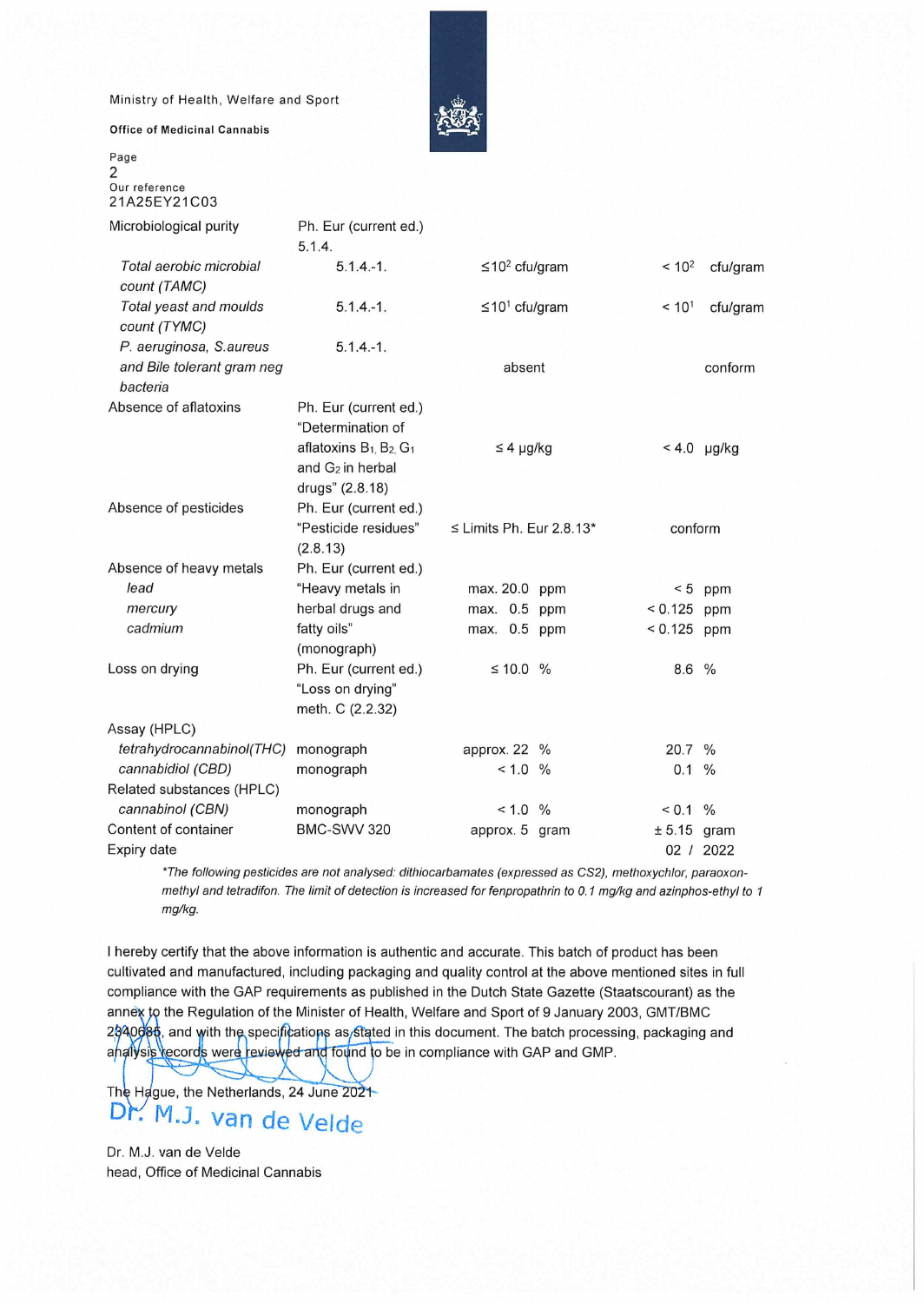Ministry of Health, Welfare and Sport

**Office of Medicinal Cannabis**

Our reference
21A25EY21C03

| | | | |
|---|---|---|---|
| Microbiological purity | Ph. Eur (current ed.) 5.1.4. | | |
| *Total aerobic microbial count (TAMC)* | 5.1.4.-1. | ≤$10^2$ cfu/gram | < $10^2$ cfu/gram |
| *Total yeast and moulds count (TYMC)* | 5.1.4.-1. | ≤$10^1$ cfu/gram | < $10^1$ cfu/gram |
| *P. aeruginosa, S.aureus and Bile tolerant gram neg bacteria* | 5.1.4.-1. | absent | conform |
| Absence of aflatoxins | Ph. Eur (current ed.) "Determination of aflatoxins $B_1$, $B_2$, $G_1$ and $G_2$ in herbal drugs" (2.8.18) | ≤ 4 µg/kg | < 4.0 µg/kg |
| Absence of pesticides | Ph. Eur (current ed.) "Pesticide residues" (2.8.13) | ≤ Limits Ph. Eur 2.8.13* | conform |
| Absence of heavy metals | Ph. Eur (current ed.) "Heavy metals in herbal drugs and fatty oils" (monograph) | | |
| *lead* | | max. 20.0 ppm | < 5 ppm |
| *mercury* | | max. 0.5 ppm | < 0.125 ppm |
| *cadmium* | | max. 0.5 ppm | < 0.125 ppm |
| Loss on drying | Ph. Eur (current ed.) "Loss on drying" meth. C (2.2.32) | ≤ 10.0 % | 8.6 % |
| Assay (HPLC) | | | |
| *tetrahydrocannabinol(THC)* | monograph | approx. 22 % | 20.7 % |
| *cannabidiol (CBD)* | monograph | < 1.0 % | 0.1 % |
| Related substances (HPLC) | | | |
| *cannabinol (CBN)* | monograph | < 1.0 % | < 0.1 % |
| Content of container | BMC-SWV 320 | approx. 5 gram | ± 5.15 gram |
| Expiry date | | | 02 / 2022 |

*\*The following pesticides are not analysed: dithiocarbamates (expressed as CS2), methoxychlor, paraoxon-methyl and tetradifon. The limit of detection is increased for fenpropathrin to 0.1 mg/kg and azinphos-ethyl to 1 mg/kg.*

I hereby certify that the above information is authentic and accurate. This batch of product has been cultivated and manufactured, including packaging and quality control at the above mentioned sites in full compliance with the GAP requirements as published in the Dutch State Gazette (Staatscourant) as the annex to the Regulation of the Minister of Health, Welfare and Sport of 9 January 2003, GMT/BMC 2340686, and with the specifications as stated in this document. The batch processing, packaging and analysis records were reviewed and found to be in compliance with GAP and GMP.

The Hague, the Netherlands, 24 June 2021

Dr. M.J. van de Velde

Dr. M.J. van de Velde
head, Office of Medicinal Cannabis